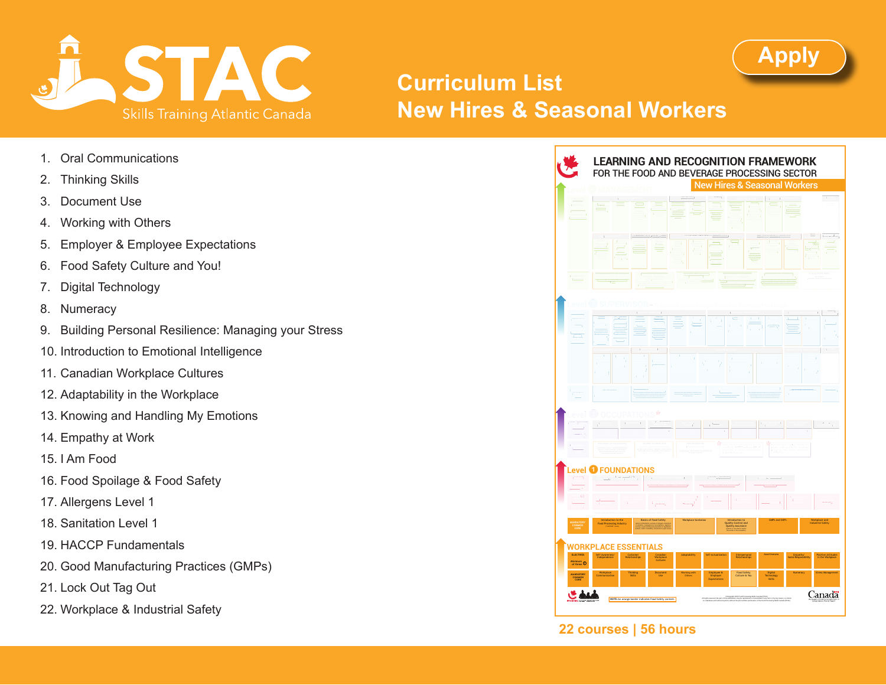# STAC Skills Training Atlantic Canada

## Curriculum List
## New Hires & Seasonal Workers

Apply

1. Oral Communications
2. Thinking Skills
3. Document Use
4. Working with Others
5. Employer & Employee Expectations
6. Food Safety Culture and You!
7. Digital Technology
8. Numeracy
9. Building Personal Resilience: Managing your Stress
10. Introduction to Emotional Intelligence
11. Canadian Workplace Cultures
12. Adaptability in the Workplace
13. Knowing and Handling My Emotions
14. Empathy at Work
15. I Am Food
16. Food Spoilage & Food Safety
17. Allergens Level 1
18. Sanitation Level 1
19. HACCP Fundamentals
20. Good Manufacturing Practices (GMPs)
21. Lock Out Tag Out
22. Workplace & Industrial Safety

**LEARNING AND RECOGNITION FRAMEWORK**
FOR THE FOOD AND BEVERAGE PROCESSING SECTOR
New Hires & Seasonal Workers

Level 1 FOUNDATIONS

WORKPLACE ESSENTIALS

**22 courses | 56 hours**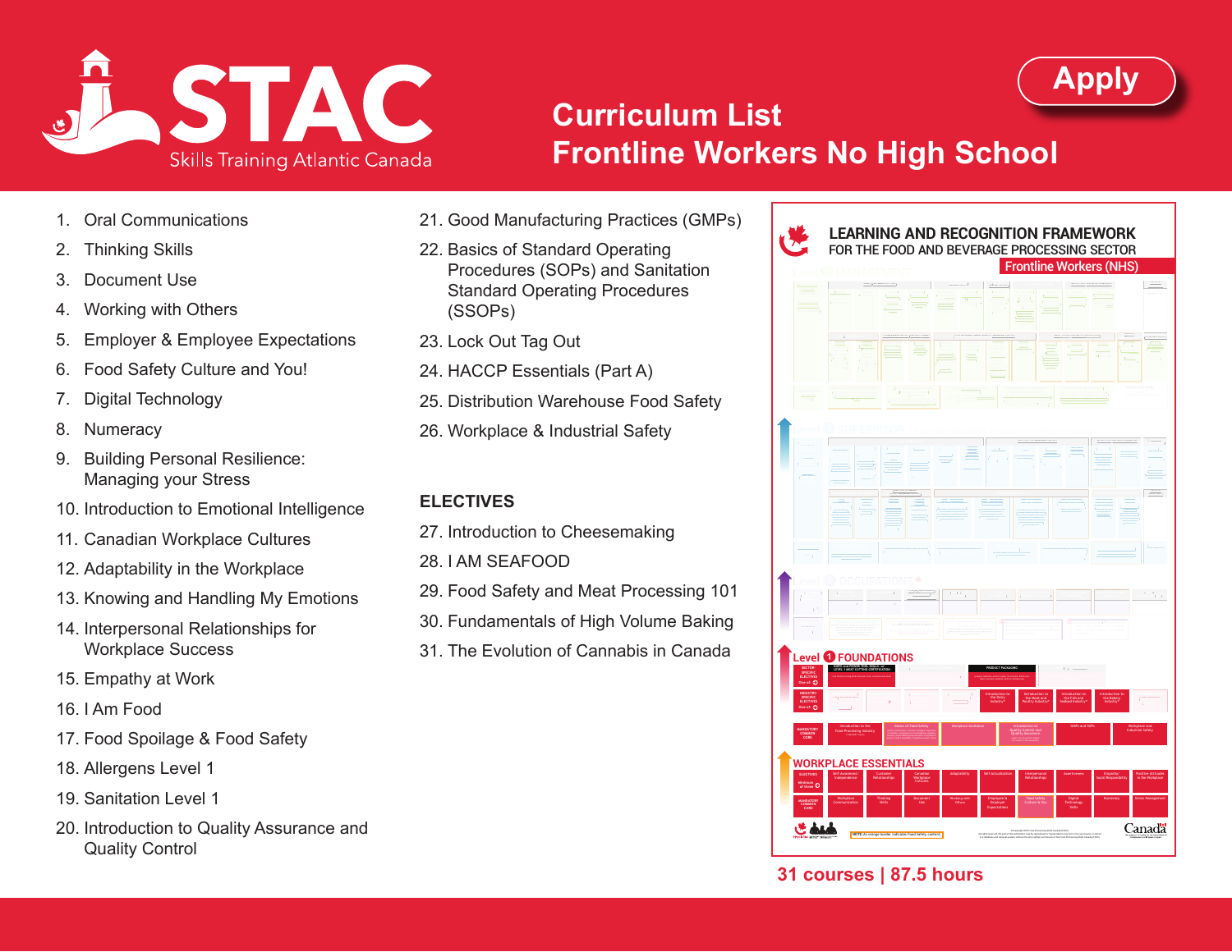STAC Skills Training Atlantic Canada

Apply

# Curriculum List
# Frontline Workers No High School

1. Oral Communications
2. Thinking Skills
3. Document Use
4. Working with Others
5. Employer & Employee Expectations
6. Food Safety Culture and You!
7. Digital Technology
8. Numeracy
9. Building Personal Resilience: Managing your Stress
10. Introduction to Emotional Intelligence
11. Canadian Workplace Cultures
12. Adaptability in the Workplace
13. Knowing and Handling My Emotions
14. Interpersonal Relationships for Workplace Success
15. Empathy at Work
16. I Am Food
17. Food Spoilage & Food Safety
18. Allergens Level 1
19. Sanitation Level 1
20. Introduction to Quality Assurance and Quality Control
21. Good Manufacturing Practices (GMPs)
22. Basics of Standard Operating Procedures (SOPs) and Sanitation Standard Operating Procedures (SSOPs)
23. Lock Out Tag Out
24. HACCP Essentials (Part A)
25. Distribution Warehouse Food Safety
26. Workplace & Industrial Safety

## ELECTIVES

27. Introduction to Cheesemaking
28. I AM SEAFOOD
29. Food Safety and Meat Processing 101
30. Fundamentals of High Volume Baking
31. The Evolution of Cannabis in Canada

LEARNING AND RECOGNITION FRAMEWORK
FOR THE FOOD AND BEVERAGE PROCESSING SECTOR
Frontline Workers (NHS)

Level 1 FOUNDATIONS

WORKPLACE ESSENTIALS

**31 courses | 87.5 hours**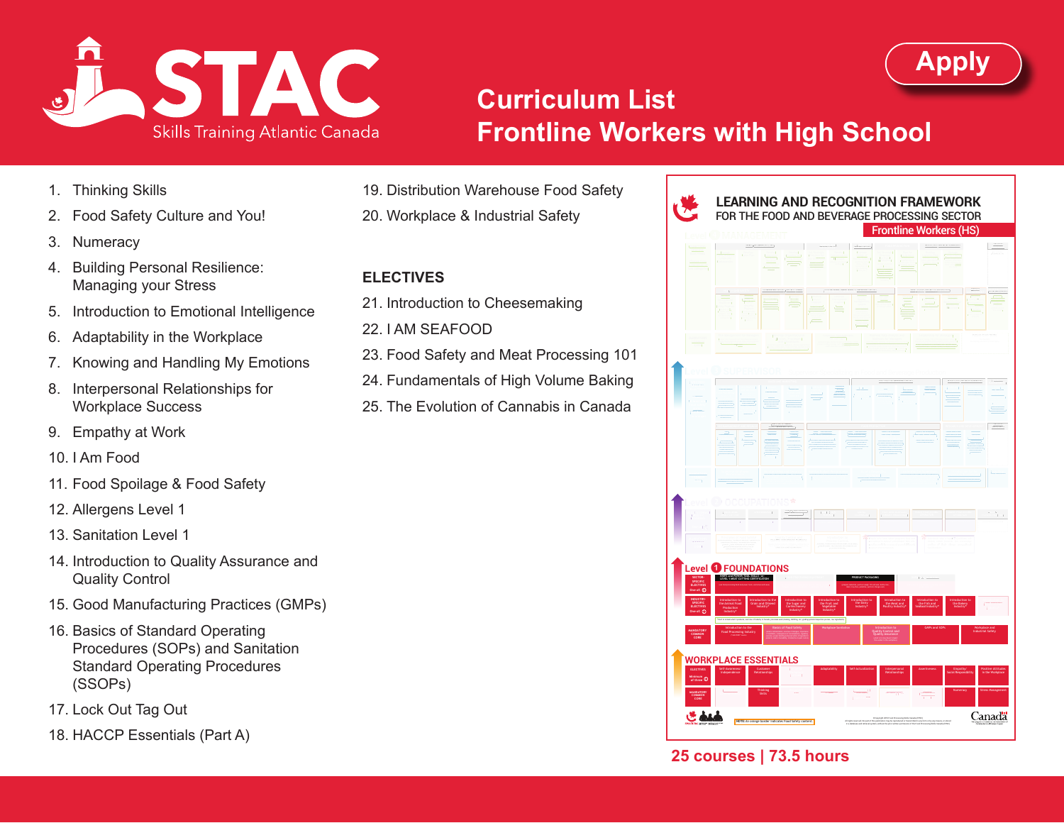# STAC

Skills Training Atlantic Canada

Apply

## Curriculum List
## Frontline Workers with High School

1. Thinking Skills
2. Food Safety Culture and You!
3. Numeracy
4. Building Personal Resilience: Managing your Stress
5. Introduction to Emotional Intelligence
6. Adaptability in the Workplace
7. Knowing and Handling My Emotions
8. Interpersonal Relationships for Workplace Success
9. Empathy at Work
10. I Am Food
11. Food Spoilage & Food Safety
12. Allergens Level 1
13. Sanitation Level 1
14. Introduction to Quality Assurance and Quality Control
15. Good Manufacturing Practices (GMPs)
16. Basics of Standard Operating Procedures (SOPs) and Sanitation Standard Operating Procedures (SSOPs)
17. Lock Out Tag Out
18. HACCP Essentials (Part A)
19. Distribution Warehouse Food Safety
20. Workplace & Industrial Safety

### ELECTIVES

21. Introduction to Cheesemaking
22. I AM SEAFOOD
23. Food Safety and Meat Processing 101
24. Fundamentals of High Volume Baking
25. The Evolution of Cannabis in Canada

LEARNING AND RECOGNITION FRAMEWORK
FOR THE FOOD AND BEVERAGE PROCESSING SECTOR
Frontline Workers (HS)

Level 1 FOUNDATIONS

WORKPLACE ESSENTIALS

**25 courses | 73.5 hours**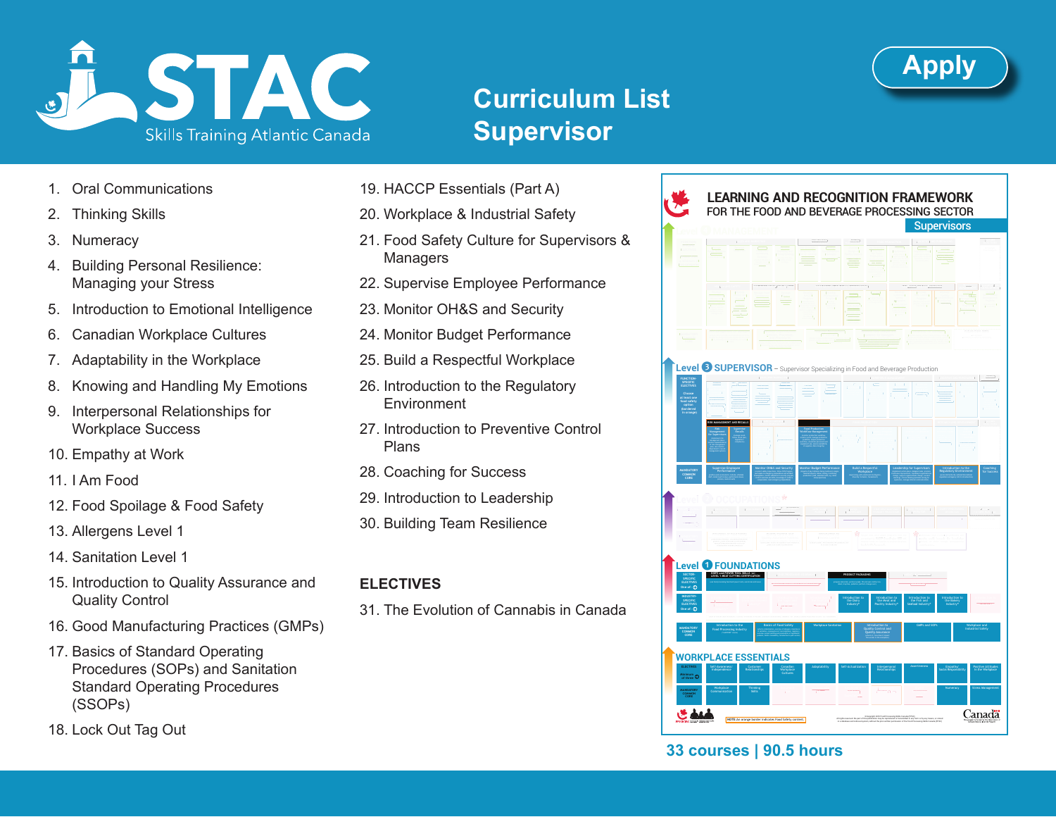# STAC Skills Training Atlantic Canada

Apply

## Curriculum List Supervisor

1. Oral Communications
2. Thinking Skills
3. Numeracy
4. Building Personal Resilience: Managing your Stress
5. Introduction to Emotional Intelligence
6. Canadian Workplace Cultures
7. Adaptability in the Workplace
8. Knowing and Handling My Emotions
9. Interpersonal Relationships for Workplace Success
10. Empathy at Work
11. I Am Food
12. Food Spoilage & Food Safety
13. Allergens Level 1
14. Sanitation Level 1
15. Introduction to Quality Assurance and Quality Control
16. Good Manufacturing Practices (GMPs)
17. Basics of Standard Operating Procedures (SOPs) and Sanitation Standard Operating Procedures (SSOPs)
18. Lock Out Tag Out
19. HACCP Essentials (Part A)
20. Workplace & Industrial Safety
21. Food Safety Culture for Supervisors & Managers
22. Supervise Employee Performance
23. Monitor OH&S and Security
24. Monitor Budget Performance
25. Build a Respectful Workplace
26. Introduction to the Regulatory Environment
27. Introduction to Preventive Control Plans
28. Coaching for Success
29. Introduction to Leadership
30. Building Team Resilience

### ELECTIVES

31. The Evolution of Cannabis in Canada

LEARNING AND RECOGNITION FRAMEWORK
FOR THE FOOD AND BEVERAGE PROCESSING SECTOR
Supervisors

Level 3 SUPERVISOR – Supervisor Specializing in Food and Beverage Production

Level 1 FOUNDATIONS

WORKPLACE ESSENTIALS

33 courses | 90.5 hours